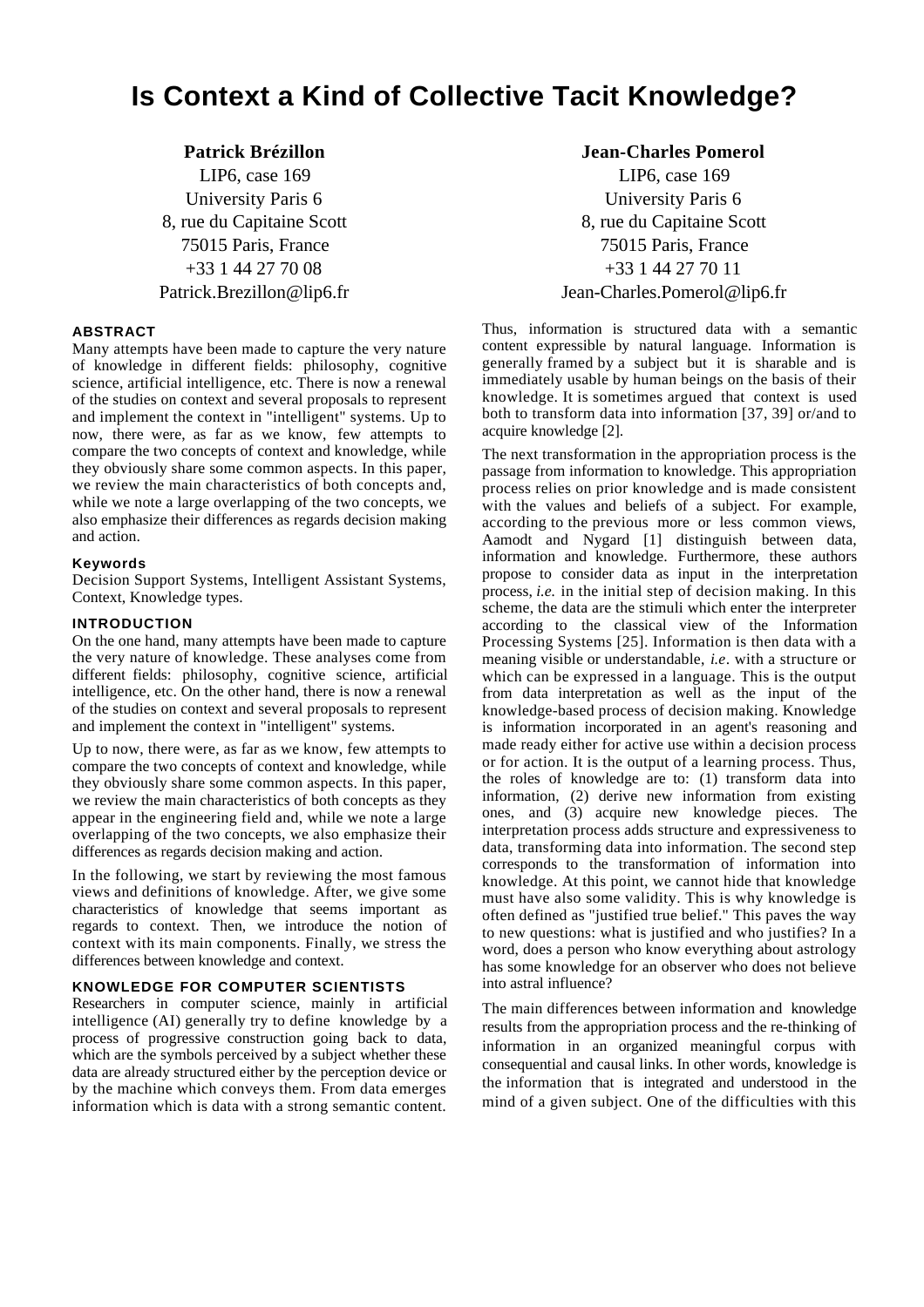# Is Context a Kind of Collective Tacit Knowledge?

**Patrick Brézillon**
LIP6, case 169
University Paris 6
8, rue du Capitaine Scott
75015 Paris, France
+33 1 44 27 70 08
Patrick.Brezillon@lip6.fr

**Jean-Charles Pomerol**
LIP6, case 169
University Paris 6
8, rue du Capitaine Scott
75015 Paris, France
+33 1 44 27 70 11
Jean-Charles.Pomerol@lip6.fr

## ABSTRACT

Many attempts have been made to capture the very nature of knowledge in different fields: philosophy, cognitive science, artificial intelligence, etc. There is now a renewal of the studies on context and several proposals to represent and implement the context in "intelligent" systems. Up to now, there were, as far as we know, few attempts to compare the two concepts of context and knowledge, while they obviously share some common aspects. In this paper, we review the main characteristics of both concepts and, while we note a large overlapping of the two concepts, we also emphasize their differences as regards decision making and action.

### Keywords

Decision Support Systems, Intelligent Assistant Systems, Context, Knowledge types.

## INTRODUCTION

On the one hand, many attempts have been made to capture the very nature of knowledge. These analyses come from different fields: philosophy, cognitive science, artificial intelligence, etc. On the other hand, there is now a renewal of the studies on context and several proposals to represent and implement the context in "intelligent" systems.

Up to now, there were, as far as we know, few attempts to compare the two concepts of context and knowledge, while they obviously share some common aspects. In this paper, we review the main characteristics of both concepts as they appear in the engineering field and, while we note a large overlapping of the two concepts, we also emphasize their differences as regards decision making and action.

In the following, we start by reviewing the most famous views and definitions of knowledge. After, we give some characteristics of knowledge that seems important as regards to context. Then, we introduce the notion of context with its main components. Finally, we stress the differences between knowledge and context.

## KNOWLEDGE FOR COMPUTER SCIENTISTS

Researchers in computer science, mainly in artificial intelligence (AI) generally try to define knowledge by a process of progressive construction going back to data, which are the symbols perceived by a subject whether these data are already structured either by the perception device or by the machine which conveys them. From data emerges information which is data with a strong semantic content. Thus, information is structured data with a semantic content expressible by natural language. Information is generally framed by a subject but it is sharable and is immediately usable by human beings on the basis of their knowledge. It is sometimes argued that context is used both to transform data into information [37, 39] or/and to acquire knowledge [2].

The next transformation in the appropriation process is the passage from information to knowledge. This appropriation process relies on prior knowledge and is made consistent with the values and beliefs of a subject. For example, according to the previous more or less common views, Aamodt and Nygard [1] distinguish between data, information and knowledge. Furthermore, these authors propose to consider data as input in the interpretation process, *i.e.* in the initial step of decision making. In this scheme, the data are the stimuli which enter the interpreter according to the classical view of the Information Processing Systems [25]. Information is then data with a meaning visible or understandable, *i.e*. with a structure or which can be expressed in a language. This is the output from data interpretation as well as the input of the knowledge-based process of decision making. Knowledge is information incorporated in an agent's reasoning and made ready either for active use within a decision process or for action. It is the output of a learning process. Thus, the roles of knowledge are to: (1) transform data into information, (2) derive new information from existing ones, and (3) acquire new knowledge pieces. The interpretation process adds structure and expressiveness to data, transforming data into information. The second step corresponds to the transformation of information into knowledge. At this point, we cannot hide that knowledge must have also some validity. This is why knowledge is often defined as "justified true belief." This paves the way to new questions: what is justified and who justifies? In a word, does a person who know everything about astrology has some knowledge for an observer who does not believe into astral influence?

The main differences between information and knowledge results from the appropriation process and the re-thinking of information in an organized meaningful corpus with consequential and causal links. In other words, knowledge is the information that is integrated and understood in the mind of a given subject. One of the difficulties with this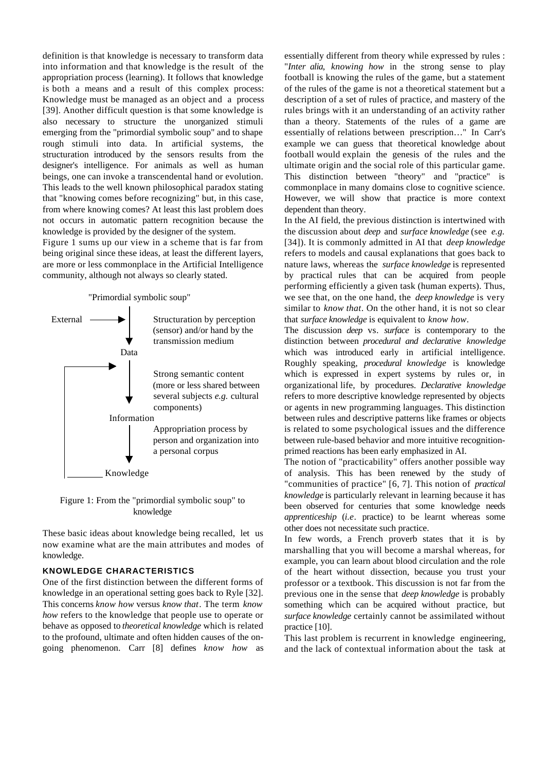definition is that knowledge is necessary to transform data into information and that knowledge is the result of the appropriation process (learning). It follows that knowledge is both a means and a result of this complex process: Knowledge must be managed as an object and a process [39]. Another difficult question is that some knowledge is also necessary to structure the unorganized stimuli emerging from the "primordial symbolic soup" and to shape rough stimuli into data. In artificial systems, the structuration introduced by the sensors results from the designer's intelligence. For animals as well as human beings, one can invoke a transcendental hand or evolution. This leads to the well known philosophical paradox stating that "knowing comes before recognizing" but, in this case, from where knowing comes? At least this last problem does not occurs in automatic pattern recognition because the knowledge is provided by the designer of the system.

Figure 1 sums up our view in a scheme that is far from being original since these ideas, at least the different layers, are more or less commonplace in the Artificial Intelligence community, although not always so clearly stated.

"Primordial symbolic soup"

External → Structuration by perception (sensor) and/or hand by the transmission medium

Data

Strong semantic content (more or less shared between several subjects *e.g.* cultural components)

Information

Appropriation process by person and organization into a personal corpus

Knowledge

Figure 1: From the "primordial symbolic soup" to knowledge

These basic ideas about knowledge being recalled, let us now examine what are the main attributes and modes of knowledge.

## KNOWLEDGE CHARACTERISTICS

One of the first distinction between the different forms of knowledge in an operational setting goes back to Ryle [32]. This concerns *know how* versus *know that*. The term *know how* refers to the knowledge that people use to operate or behave as opposed to *theoretical knowledge* which is related to the profound, ultimate and often hidden causes of the on-going phenomenon. Carr [8] defines *know how* as essentially different from theory while expressed by rules : "*Inter alia, knowing how* in the strong sense to play football is knowing the rules of the game, but a statement of the rules of the game is not a theoretical statement but a description of a set of rules of practice, and mastery of the rules brings with it an understanding of an activity rather than a theory. Statements of the rules of a game are essentially of relations between prescription…" In Carr's example we can guess that theoretical knowledge about football would explain the genesis of the rules and the ultimate origin and the social role of this particular game. This distinction between "theory" and "practice" is commonplace in many domains close to cognitive science. However, we will show that practice is more context dependent than theory.

In the AI field, the previous distinction is intertwined with the discussion about *deep* and *surface knowledge* (see *e.g.* [34]). It is commonly admitted in AI that *deep knowledge* refers to models and causal explanations that goes back to nature laws, whereas the *surface knowledge* is represented by practical rules that can be acquired from people performing efficiently a given task (human experts). Thus, we see that, on the one hand, the *deep knowledge* is very similar to *know that*. On the other hand, it is not so clear that *surface knowledge* is equivalent to *know how*.

The discussion *deep* vs. *surface* is contemporary to the distinction between *procedural and declarative knowledge* which was introduced early in artificial intelligence. Roughly speaking, *procedural knowledge* is knowledge which is expressed in expert systems by rules or, in organizational life, by procedures. *Declarative knowledge* refers to more descriptive knowledge represented by objects or agents in new programming languages. This distinction between rules and descriptive patterns like frames or objects is related to some psychological issues and the difference between rule-based behavior and more intuitive recognition-primed reactions has been early emphasized in AI.

The notion of "practicability" offers another possible way of analysis. This has been renewed by the study of "communities of practice" [6, 7]. This notion of *practical knowledge* is particularly relevant in learning because it has been observed for centuries that some knowledge needs *apprenticeship* (*i.e*. practice) to be learnt whereas some other does not necessitate such practice.

In few words, a French proverb states that it is by marshalling that you will become a marshal whereas, for example, you can learn about blood circulation and the role of the heart without dissection, because you trust your professor or a textbook. This discussion is not far from the previous one in the sense that *deep knowledge* is probably something which can be acquired without practice, but *surface knowledge* certainly cannot be assimilated without practice [10].

This last problem is recurrent in knowledge engineering, and the lack of contextual information about the task at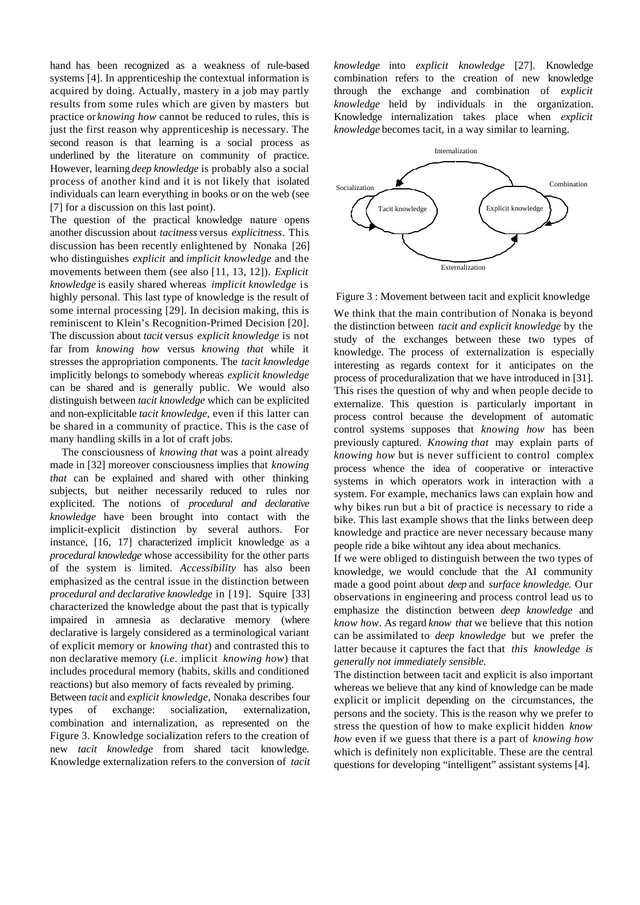hand has been recognized as a weakness of rule-based systems [4]. In apprenticeship the contextual information is acquired by doing. Actually, mastery in a job may partly results from some rules which are given by masters but practice or *knowing how* cannot be reduced to rules, this is just the first reason why apprenticeship is necessary. The second reason is that learning is a social process as underlined by the literature on community of practice. However, learning *deep knowledge* is probably also a social process of another kind and it is not likely that isolated individuals can learn everything in books or on the web (see [7] for a discussion on this last point).

The question of the practical knowledge nature opens another discussion about *tacitness* versus *explicitness*. This discussion has been recently enlightened by Nonaka [26] who distinguishes *explicit* and *implicit knowledge* and the movements between them (see also [11, 13, 12]). *Explicit knowledge* is easily shared whereas *implicit knowledge* is highly personal. This last type of knowledge is the result of some internal processing [29]. In decision making, this is reminiscent to Klein's Recognition-Primed Decision [20]. The discussion about *tacit* versus *explicit knowledge* is not far from *knowing how* versus *knowing that* while it stresses the appropriation components. The *tacit knowledge* implicitly belongs to somebody whereas *explicit knowledge* can be shared and is generally public. We would also distinguish between *tacit knowledge* which can be explicited and non-explicitable *tacit knowledge*, even if this latter can be shared in a community of practice. This is the case of many handling skills in a lot of craft jobs.

The consciousness of *knowing that* was a point already made in [32] moreover consciousness implies that *knowing that* can be explained and shared with other thinking subjects, but neither necessarily reduced to rules nor explicited. The notions of *procedural and declarative knowledge* have been brought into contact with the implicit-explicit distinction by several authors. For instance, [16, 17] characterized implicit knowledge as a *procedural knowledge* whose accessibility for the other parts of the system is limited. *Accessibility* has also been emphasized as the central issue in the distinction between *procedural and declarative knowledge* in [19]. Squire [33] characterized the knowledge about the past that is typically impaired in amnesia as declarative memory (where declarative is largely considered as a terminological variant of explicit memory or *knowing that*) and contrasted this to non declarative memory (*i.e.* implicit *knowing how*) that includes procedural memory (habits, skills and conditioned reactions) but also memory of facts revealed by priming.

Between *tacit* and *explicit knowledge*, Nonaka describes four types of exchange: socialization, externalization, combination and internalization, as represented on the Figure 3. Knowledge socialization refers to the creation of new *tacit knowledge* from shared tacit knowledge. Knowledge externalization refers to the conversion of *tacit knowledge* into *explicit knowledge* [27]. Knowledge combination refers to the creation of new knowledge through the exchange and combination of *explicit knowledge* held by individuals in the organization. Knowledge internalization takes place when *explicit knowledge* becomes tacit, in a way similar to learning.

Figure 3 : Movement between tacit and explicit knowledge

We think that the main contribution of Nonaka is beyond the distinction between *tacit and explicit knowledge* by the study of the exchanges between these two types of knowledge. The process of externalization is especially interesting as regards context for it anticipates on the process of proceduralization that we have introduced in [31]. This rises the question of why and when people decide to externalize. This question is particularly important in process control because the development of automatic control systems supposes that *knowing how* has been previously captured. *Knowing that* may explain parts of *knowing how* but is never sufficient to control complex process whence the idea of cooperative or interactive systems in which operators work in interaction with a system. For example, mechanics laws can explain how and why bikes run but a bit of practice is necessary to ride a bike. This last example shows that the links between deep knowledge and practice are never necessary because many people ride a bike wihtout any idea about mechanics.

If we were obliged to distinguish between the two types of knowledge, we would conclude that the AI community made a good point about *deep* and *surface knowledge*. Our observations in engineering and process control lead us to emphasize the distinction between *deep knowledge* and *know how*. As regard *know that* we believe that this notion can be assimilated to *deep knowledge* but we prefer the latter because it captures the fact that *this knowledge is generally not immediately sensible.*

The distinction between tacit and explicit is also important whereas we believe that any kind of knowledge can be made explicit or implicit depending on the circumstances, the persons and the society. This is the reason why we prefer to stress the question of how to make explicit hidden *know how* even if we guess that there is a part of *knowing how* which is definitely non explicitable. These are the central questions for developing "intelligent" assistant systems [4].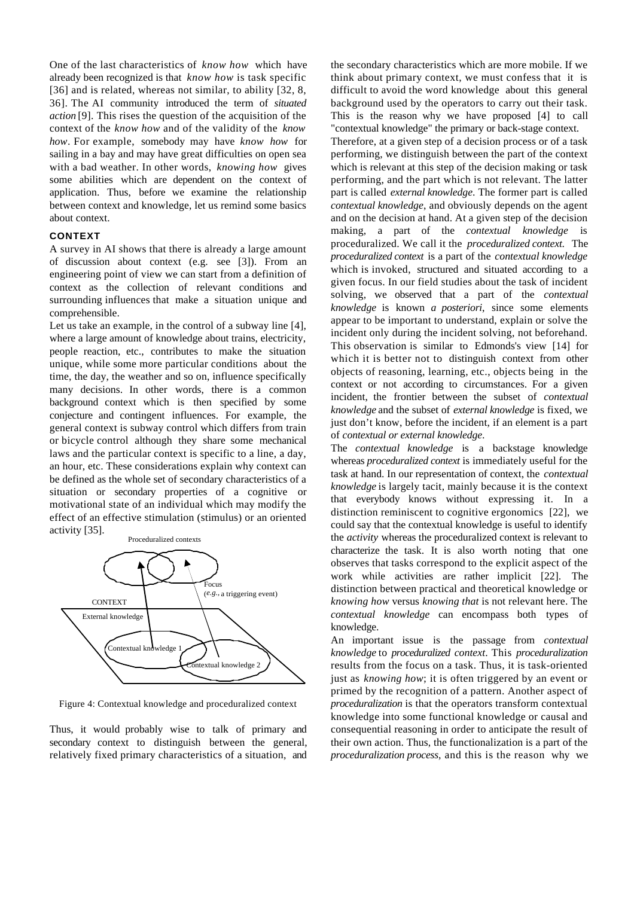One of the last characteristics of *know how* which have already been recognized is that *know how* is task specific [36] and is related, whereas not similar, to ability [32, 8, 36]. The AI community introduced the term of *situated action* [9]. This rises the question of the acquisition of the context of the *know how* and of the validity of the *know how*. For example, somebody may have *know how* for sailing in a bay and may have great difficulties on open sea with a bad weather. In other words, *knowing how* gives some abilities which are dependent on the context of application. Thus, before we examine the relationship between context and knowledge, let us remind some basics about context.

## CONTEXT

A survey in AI shows that there is already a large amount of discussion about context (e.g. see [3]). From an engineering point of view we can start from a definition of context as the collection of relevant conditions and surrounding influences that make a situation unique and comprehensible.

Let us take an example, in the control of a subway line [4], where a large amount of knowledge about trains, electricity, people reaction, etc., contributes to make the situation unique, while some more particular conditions about the time, the day, the weather and so on, influence specifically many decisions. In other words, there is a common background context which is then specified by some conjecture and contingent influences. For example, the general context is subway control which differs from train or bicycle control although they share some mechanical laws and the particular context is specific to a line, a day, an hour, etc. These considerations explain why context can be defined as the whole set of secondary characteristics of a situation or secondary properties of a cognitive or motivational state of an individual which may modify the effect of an effective stimulation (stimulus) or an oriented activity [35].

Figure 4: Contextual knowledge and proceduralized context

Thus, it would probably wise to talk of primary and secondary context to distinguish between the general, relatively fixed primary characteristics of a situation, and the secondary characteristics which are more mobile. If we think about primary context, we must confess that it is difficult to avoid the word knowledge about this general background used by the operators to carry out their task. This is the reason why we have proposed [4] to call "contextual knowledge" the primary or back-stage context.

Therefore, at a given step of a decision process or of a task performing, we distinguish between the part of the context which is relevant at this step of the decision making or task performing, and the part which is not relevant. The latter part is called *external knowledge*. The former part is called *contextual knowledge*, and obviously depends on the agent and on the decision at hand. At a given step of the decision making, a part of the *contextual knowledge* is proceduralized. We call it the *proceduralized context*. The *proceduralized context* is a part of the *contextual knowledge* which is invoked, structured and situated according to a given focus. In our field studies about the task of incident solving, we observed that a part of the *contextual knowledge* is known *a posteriori*, since some elements appear to be important to understand, explain or solve the incident only during the incident solving, not beforehand. This observation is similar to Edmonds's view [14] for which it is better not to distinguish context from other objects of reasoning, learning, etc., objects being in the context or not according to circumstances. For a given incident, the frontier between the subset of *contextual knowledge* and the subset of *external knowledge* is fixed, we just don't know, before the incident, if an element is a part of *contextual or external knowledge*.

The *contextual knowledge* is a backstage knowledge whereas *proceduralized context* is immediately useful for the task at hand. In our representation of context, the *contextual knowledge* is largely tacit, mainly because it is the context that everybody knows without expressing it. In a distinction reminiscent to cognitive ergonomics [22], we could say that the contextual knowledge is useful to identify the *activity* whereas the proceduralized context is relevant to characterize the task. It is also worth noting that one observes that tasks correspond to the explicit aspect of the work while activities are rather implicit [22]. The distinction between practical and theoretical knowledge or *knowing how* versus *knowing that* is not relevant here. The *contextual knowledge* can encompass both types of knowledge.

An important issue is the passage from *contextual knowledge* to *proceduralized context*. This *proceduralization* results from the focus on a task. Thus, it is task-oriented just as *knowing how*; it is often triggered by an event or primed by the recognition of a pattern. Another aspect of *proceduralization* is that the operators transform contextual knowledge into some functional knowledge or causal and consequential reasoning in order to anticipate the result of their own action. Thus, the functionalization is a part of the *proceduralization process*, and this is the reason why we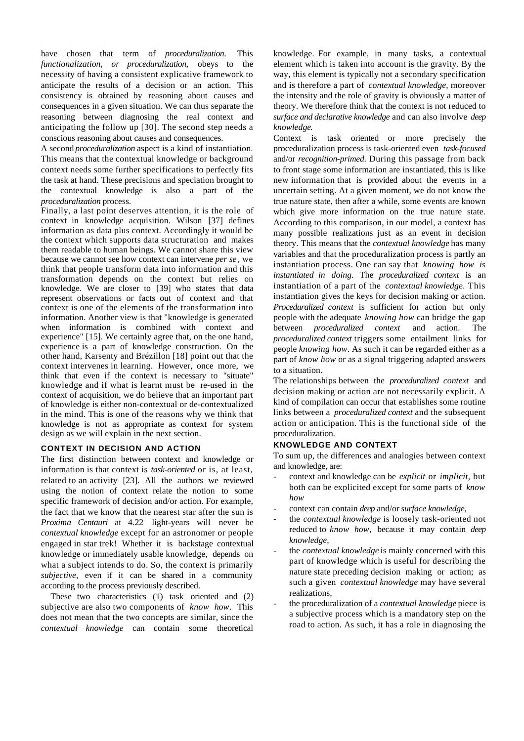have chosen that term of *proceduralization.* This *functionalization, or proceduralization*, obeys to the necessity of having a consistent explicative framework to anticipate the results of a decision or an action. This consistency is obtained by reasoning about causes and consequences in a given situation. We can thus separate the reasoning between diagnosing the real context and anticipating the follow up [30]. The second step needs a conscious reasoning about causes and consequences.

A second *proceduralization* aspect is a kind of instantiation. This means that the contextual knowledge or background context needs some further specifications to perfectly fits the task at hand. These precisions and speciation brought to the contextual knowledge is also a part of the *proceduralization* process.

Finally, a last point deserves attention, it is the role of context in knowledge acquisition. Wilson [37] defines information as data plus context. Accordingly it would be the context which supports data structuration and makes them readable to human beings. We cannot share this view because we cannot see how context can intervene *per se*, we think that people transform data into information and this transformation depends on the context but relies on knowledge. We are closer to [39] who states that data represent observations or facts out of context and that context is one of the elements of the transformation into information. Another view is that "knowledge is generated when information is combined with context and experience" [15]. We certainly agree that, on the one hand, experience is a part of knowledge construction. On the other hand, Karsenty and Brézillon [18] point out that the context intervenes in learning. However, once more, we think that even if the context is necessary to "situate" knowledge and if what is learnt must be re-used in the context of acquisition, we do believe that an important part of knowledge is either non-contextual or de-contextualized in the mind. This is one of the reasons why we think that knowledge is not as appropriate as context for system design as we will explain in the next section.

## CONTEXT IN DECISION AND ACTION

The first distinction between context and knowledge or information is that context is *task-oriented* or is, at least, related to an activity [23]. All the authors we reviewed using the notion of context relate the notion to some specific framework of decision and/or action. For example, the fact that we know that the nearest star after the sun is *Proxima Centauri* at 4.22 light-years will never be *contextual knowledge* except for an astronomer or people engaged in star trek! Whether it is backstage contextual knowledge or immediately usable knowledge, depends on what a subject intends to do. So, the context is primarily *subjective*, even if it can be shared in a community according to the process previously described.

These two characteristics (1) task oriented and (2) subjective are also two components of *know how*. This does not mean that the two concepts are similar, since the *contextual knowledge* can contain some theoretical knowledge. For example, in many tasks, a contextual element which is taken into account is the gravity. By the way, this element is typically not a secondary specification and is therefore a part of *contextual knowledge*, moreover the intensity and the role of gravity is obviously a matter of theory. We therefore think that the context is not reduced to *surface and declarative knowledge* and can also involve *deep knowledge*.

Context is task oriented or more precisely the proceduralization process is task-oriented even *task-focused* and/or *recognition-primed.* During this passage from back to front stage some information are instantiated, this is like new information that is provided about the events in a uncertain setting. At a given moment, we do not know the true nature state, then after a while, some events are known which give more information on the true nature state. According to this comparison, in our model, a context has many possible realizations just as an event in decision theory. This means that the *contextual knowledge* has many variables and that the proceduralization process is partly an instantiation process. One can say that *knowing how is instantiated in doing.* The *proceduralized context* is an instantiation of a part of the *contextual knowledge*. This instantiation gives the keys for decision making or action. *Proceduralized context* is sufficient for action but only people with the adequate *knowing how* can bridge the gap between *proceduralized context* and action. The *proceduralized context* triggers some entailment links for people *knowing how*. As such it can be regarded either as a part of *know how* or as a signal triggering adapted answers to a situation.

The relationships between the *proceduralized context* and decision making or action are not necessarily explicit. A kind of compilation can occur that establishes some routine links between a *proceduralized context* and the subsequent action or anticipation. This is the functional side of the proceduralization.

## KNOWLEDGE AND CONTEXT

To sum up, the differences and analogies between context and knowledge, are:

- context and knowledge can be *explicit* or *implicit*, but both can be explicited except for some parts of *know how*
- context can contain *deep* and/or *surface knowledge*,
- the *contextual knowledge* is loosely task-oriented not reduced to *know how*, because it may contain *deep knowledge*,
- the *contextual knowledge* is mainly concerned with this part of knowledge which is useful for describing the nature state preceding decision making or action; as such a given *contextual knowledge* may have several realizations,
- the proceduralization of a *contextual knowledge* piece is a subjective process which is a mandatory step on the road to action. As such, it has a role in diagnosing the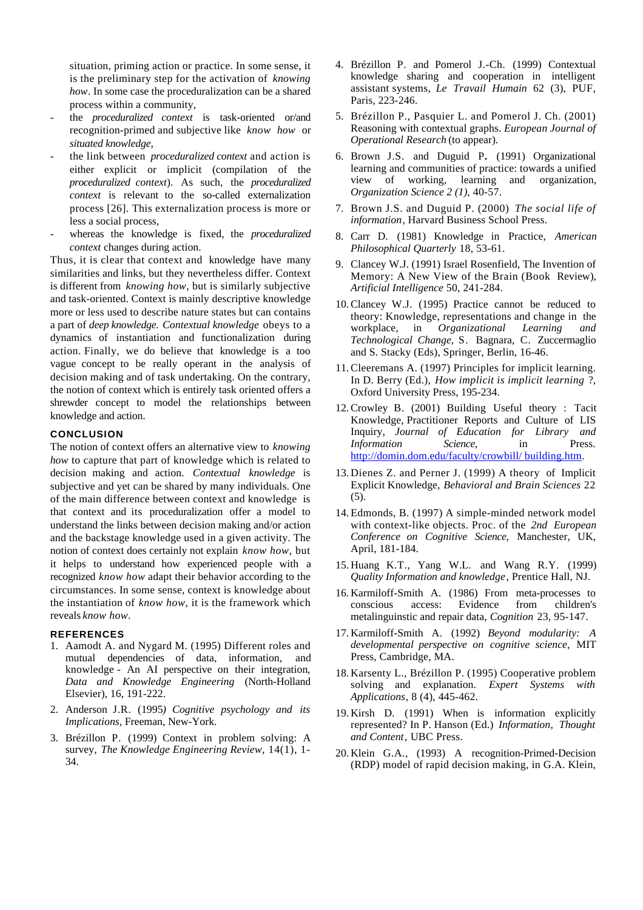situation, priming action or practice. In some sense, it is the preliminary step for the activation of *knowing how*. In some case the proceduralization can be a shared process within a community,

- the *proceduralized context* is task-oriented or/and recognition-primed and subjective like *know how* or *situated knowledge*,
- the link between *proceduralized context* and action is either explicit or implicit (compilation of the *proceduralized context*). As such, the *proceduralized context* is relevant to the so-called externalization process [26]. This externalization process is more or less a social process,
- whereas the knowledge is fixed, the *proceduralized context* changes during action.

Thus, it is clear that context and knowledge have many similarities and links, but they nevertheless differ. Context is different from *knowing how*, but is similarly subjective and task-oriented. Context is mainly descriptive knowledge more or less used to describe nature states but can contains a part of *deep knowledge. Contextual knowledge* obeys to a dynamics of instantiation and functionalization during action. Finally, we do believe that knowledge is a too vague concept to be really operant in the analysis of decision making and of task undertaking. On the contrary, the notion of context which is entirely task oriented offers a shrewder concept to model the relationships between knowledge and action.

## CONCLUSION

The notion of context offers an alternative view to *knowing how* to capture that part of knowledge which is related to decision making and action. *Contextual knowledge* is subjective and yet can be shared by many individuals. One of the main difference between context and knowledge is that context and its proceduralization offer a model to understand the links between decision making and/or action and the backstage knowledge used in a given activity. The notion of context does certainly not explain *know how*, but it helps to understand how experienced people with a recognized *know how* adapt their behavior according to the circumstances. In some sense, context is knowledge about the instantiation of *know how*, it is the framework which reveals *know how*.

## REFERENCES

1. Aamodt A. and Nygard M. (1995) Different roles and mutual dependencies of data, information, and knowledge - An AI perspective on their integration, *Data and Knowledge Engineering* (North-Holland Elsevier), 16, 191-222.
2. Anderson J.R. (1995*) Cognitive psychology and its Implications*, Freeman, New-York.
3. Brézillon P. (1999) Context in problem solving: A survey, *The Knowledge Engineering Review*, 14(1), 1-34.
4. Brézillon P. and Pomerol J.-Ch. (1999) Contextual knowledge sharing and cooperation in intelligent assistant systems, *Le Travail Humain* 62 (3), PUF, Paris, 223-246.
5. Brézillon P., Pasquier L. and Pomerol J. Ch. (2001) Reasoning with contextual graphs. *European Journal of Operational Research* (to appear).
6. Brown J.S. and Duguid P. (1991) Organizational learning and communities of practice: towards a unified view of working, learning and organization, *Organization Science 2 (1)*, 40-57.
7. Brown J.S. and Duguid P. (2000) *The social life of information*, Harvard Business School Press.
8. Carr D. (1981) Knowledge in Practice, *American Philosophical Quarterly* 18, 53-61.
9. Clancey W.J. (1991) Israel Rosenfield, The Invention of Memory: A New View of the Brain (Book Review), *Artificial Intelligence* 50, 241-284.
10. Clancey W.J. (1995) Practice cannot be reduced to theory: Knowledge, representations and change in the workplace, in *Organizational Learning and Technological Change*, S. Bagnara, C. Zuccermaglio and S. Stacky (Eds), Springer, Berlin, 16-46.
11. Cleeremans A. (1997) Principles for implicit learning. In D. Berry (Ed.), *How implicit is implicit learning* ?, Oxford University Press, 195-234.
12. Crowley B. (2001) Building Useful theory : Tacit Knowledge, Practitioner Reports and Culture of LIS Inquiry, *Journal of Education for Library and Information Science*, in Press. http://domin.dom.edu/faculty/crowbill/ building.htm.
13. Dienes Z. and Perner J. (1999) A theory of Implicit Explicit Knowledge, *Behavioral and Brain Sciences* 22 (5).
14. Edmonds, B. (1997) A simple-minded network model with context-like objects. Proc. of the *2nd European Conference on Cognitive Science*, Manchester, UK, April, 181-184.
15. Huang K.T., Yang W.L. and Wang R.Y. (1999) *Quality Information and knowledge*, Prentice Hall, NJ.
16. Karmiloff-Smith A. (1986) From meta-processes to conscious access: Evidence from children's metalinguinstic and repair data, *Cognition* 23, 95-147.
17. Karmiloff-Smith A. (1992) *Beyond modularity: A developmental perspective on cognitive science*, MIT Press, Cambridge, MA.
18. Karsenty L., Brézillon P. (1995) Cooperative problem solving and explanation. *Expert Systems with Applications*, 8 (4), 445-462.
19. Kirsh D. (1991) When is information explicitly represented? In P. Hanson (Ed.) *Information, Thought and Content*, UBC Press.
20. Klein G.A., (1993) A recognition-Primed-Decision (RDP) model of rapid decision making, in G.A. Klein,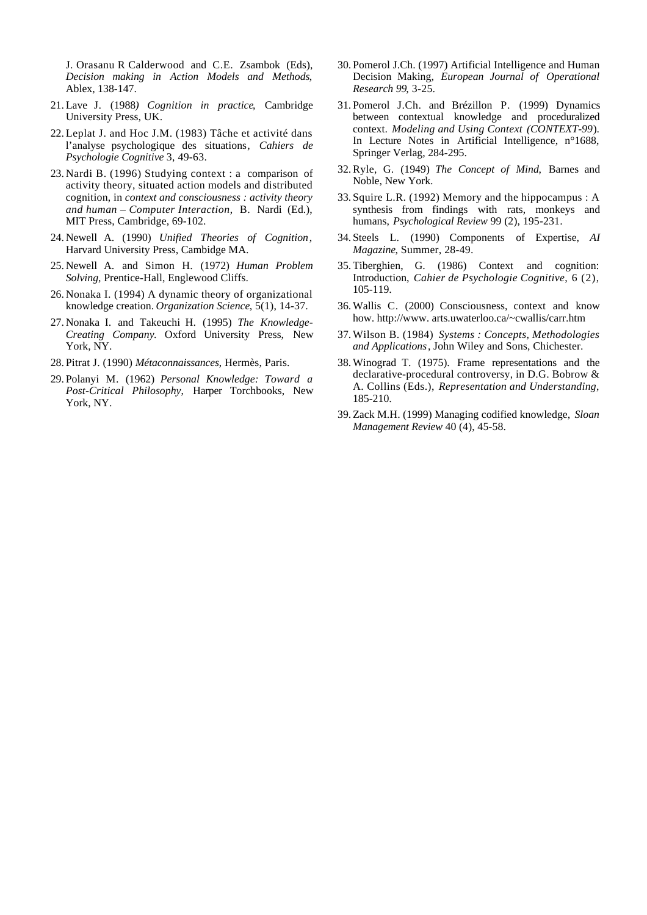J. Orasanu R Calderwood and C.E. Zsambok (Eds), *Decision making in Action Models and Methods*, Ablex, 138-147.

21. Lave J. (1988*) Cognition in practice*, Cambridge University Press, UK.

22. Leplat J. and Hoc J.M. (1983) Tâche et activité dans l'analyse psychologique des situations*, Cahiers de Psychologie Cognitive* 3, 49-63.

23. Nardi B. (1996) Studying context : a comparison of activity theory, situated action models and distributed cognition, in *context and consciousness : activity theory and human – Computer Interaction*, B. Nardi (Ed.), MIT Press, Cambridge, 69-102.

24. Newell A. (1990) *Unified Theories of Cognition*, Harvard University Press, Cambidge MA.

25. Newell A. and Simon H. (1972) *Human Problem Solving*, Prentice-Hall, Englewood Cliffs.

26. Nonaka I. (1994) A dynamic theory of organizational knowledge creation. *Organization Science*, 5(1), 14-37.

27. Nonaka I. and Takeuchi H. (1995) *The Knowledge-Creating Company*. Oxford University Press, New York, NY.

28. Pitrat J. (1990) *Métaconnaissances*, Hermès, Paris.

29. Polanyi M. (1962) *Personal Knowledge: Toward a Post-Critical Philosophy*, Harper Torchbooks, New York, NY.

30. Pomerol J.Ch. (1997) Artificial Intelligence and Human Decision Making, *European Journal of Operational Research 99*, 3-25.

31. Pomerol J.Ch. and Brézillon P. (1999) Dynamics between contextual knowledge and proceduralized context. *Modeling and Using Context (CONTEXT-99*). In Lecture Notes in Artificial Intelligence, n°1688, Springer Verlag, 284-295.

32. Ryle, G. (1949) *The Concept of Mind*, Barnes and Noble, New York.

33. Squire L.R. (1992) Memory and the hippocampus : A synthesis from findings with rats, monkeys and humans*, Psychological Review* 99 (2), 195-231.

34. Steels L. (1990) Components of Expertise, *AI Magazine*, Summer, 28-49.

35. Tiberghien, G. (1986) Context and cognition: Introduction, *Cahier de Psychologie Cognitive*, 6 (2), 105-119.

36. Wallis C. (2000) Consciousness, context and know how. http://www. arts.uwaterloo.ca/~cwallis/carr.htm

37. Wilson B. (1984) *Systems : Concepts, Methodologies and Applications*, John Wiley and Sons, Chichester.

38. Winograd T. (1975). Frame representations and the declarative-procedural controversy, in D.G. Bobrow & A. Collins (Eds.), *Representation and Understanding*, 185-210.

39. Zack M.H. (1999) Managing codified knowledge, *Sloan Management Review* 40 (4), 45-58.